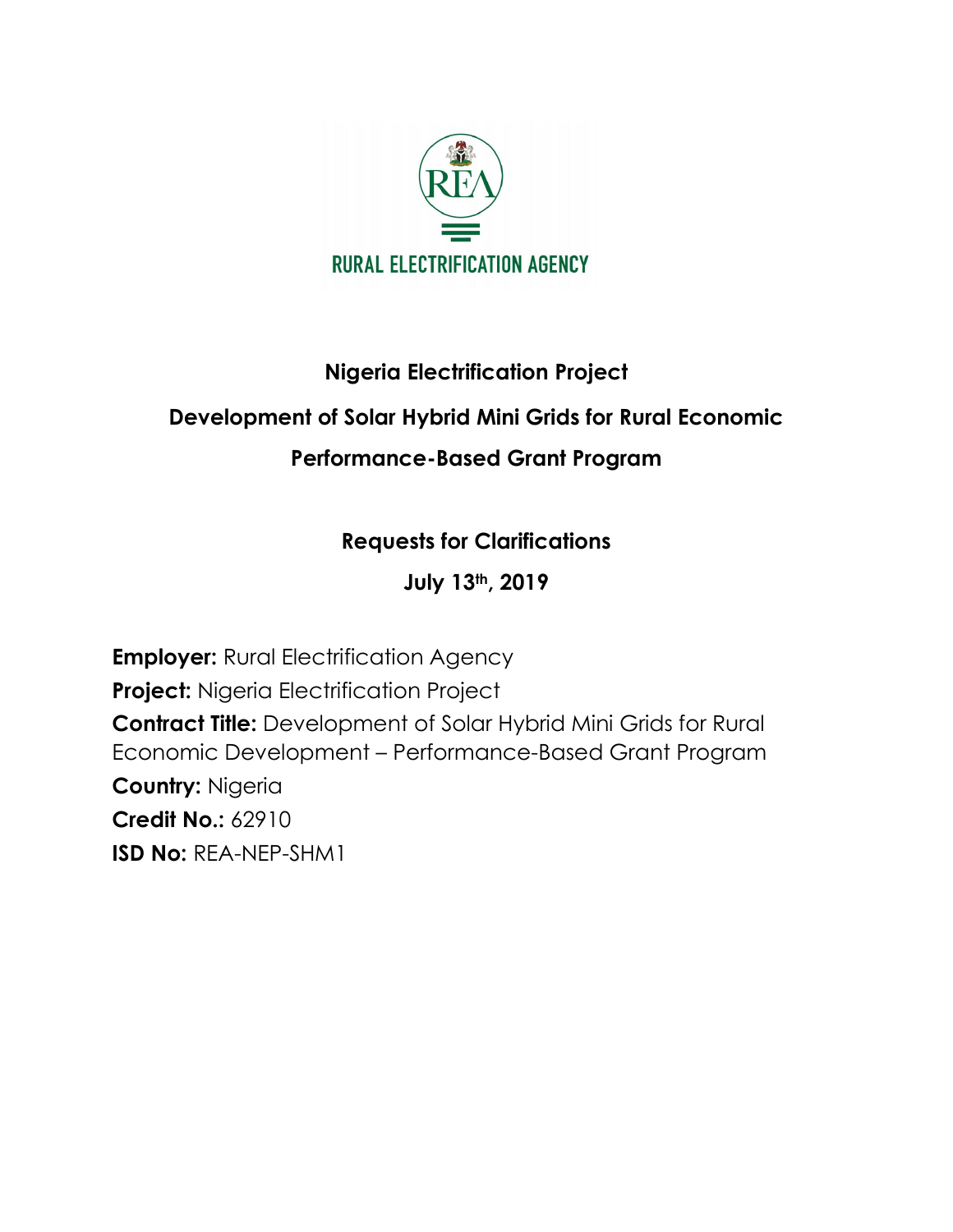RURAL ELECTRIFICATION AGENCY

# Nigeria Electrification Project

## Development of Solar Hybrid Mini Grids for Rural Economic Performance-Based Grant Program

### Requests for Clarifications

### July 13th, 2019

**Employer:** Rural Electrification Agency
**Project:** Nigeria Electrification Project
**Contract Title:** Development of Solar Hybrid Mini Grids for Rural Economic Development – Performance-Based Grant Program
**Country:** Nigeria
**Credit No.:** 62910
**ISD No:** REA-NEP-SHM1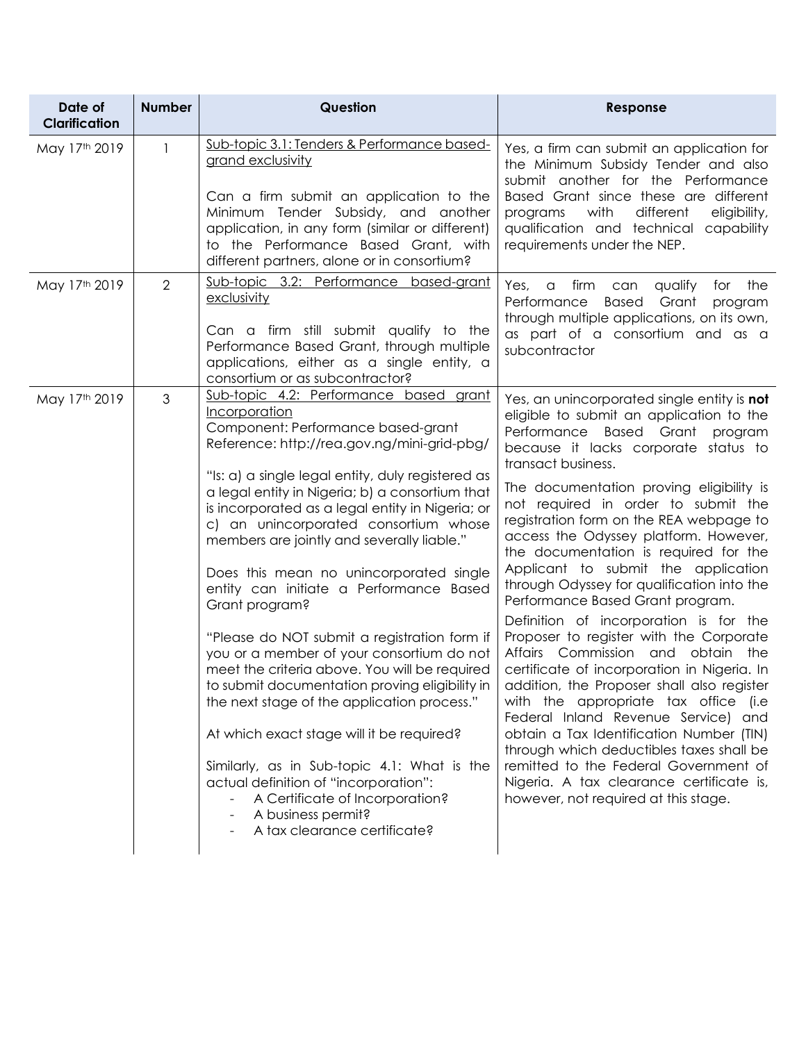| Date of Clarification | Number | Question | Response |
| --- | --- | --- | --- |
| May 17th 2019 | 1 | Sub-topic 3.1: Tenders & Performance based-grand exclusivity<br><br>Can a firm submit an application to the Minimum Tender Subsidy, and another application, in any form (similar or different) to the Performance Based Grant, with different partners, alone or in consortium? | Yes, a firm can submit an application for the Minimum Subsidy Tender and also submit another for the Performance Based Grant since these are different programs with different eligibility, qualification and technical capability requirements under the NEP. |
| May 17th 2019 | 2 | Sub-topic 3.2: Performance based-grant exclusivity<br><br>Can a firm still submit qualify to the Performance Based Grant, through multiple applications, either as a single entity, a consortium or as subcontractor? | Yes, a firm can qualify for the Performance Based Grant program through multiple applications, on its own, as part of a consortium and as a subcontractor |
| May 17th 2019 | 3 | Sub-topic 4.2: Performance based grant Incorporation<br>Component: Performance based-grant<br>Reference: http://rea.gov.ng/mini-grid-pbg/<br><br>"Is: a) a single legal entity, duly registered as a legal entity in Nigeria; b) a consortium that is incorporated as a legal entity in Nigeria; or c) an unincorporated consortium whose members are jointly and severally liable."<br><br>Does this mean no unincorporated single entity can initiate a Performance Based Grant program?<br><br>"Please do NOT submit a registration form if you or a member of your consortium do not meet the criteria above. You will be required to submit documentation proving eligibility in the next stage of the application process."<br><br>At which exact stage will it be required?<br><br>Similarly, as in Sub-topic 4.1: What is the actual definition of "incorporation":<br>- A Certificate of Incorporation?<br>- A business permit?<br>- A tax clearance certificate? | Yes, an unincorporated single entity is **not** eligible to submit an application to the Performance Based Grant program because it lacks corporate status to transact business.<br><br>The documentation proving eligibility is not required in order to submit the registration form on the REA webpage to access the Odyssey platform. However, the documentation is required for the Applicant to submit the application through Odyssey for qualification into the Performance Based Grant program.<br><br>Definition of incorporation is for the Proposer to register with the Corporate Affairs Commission and obtain the certificate of incorporation in Nigeria. In addition, the Proposer shall also register with the appropriate tax office (i.e Federal Inland Revenue Service) and obtain a Tax Identification Number (TIN) through which deductibles taxes shall be remitted to the Federal Government of Nigeria. A tax clearance certificate is, however, not required at this stage. |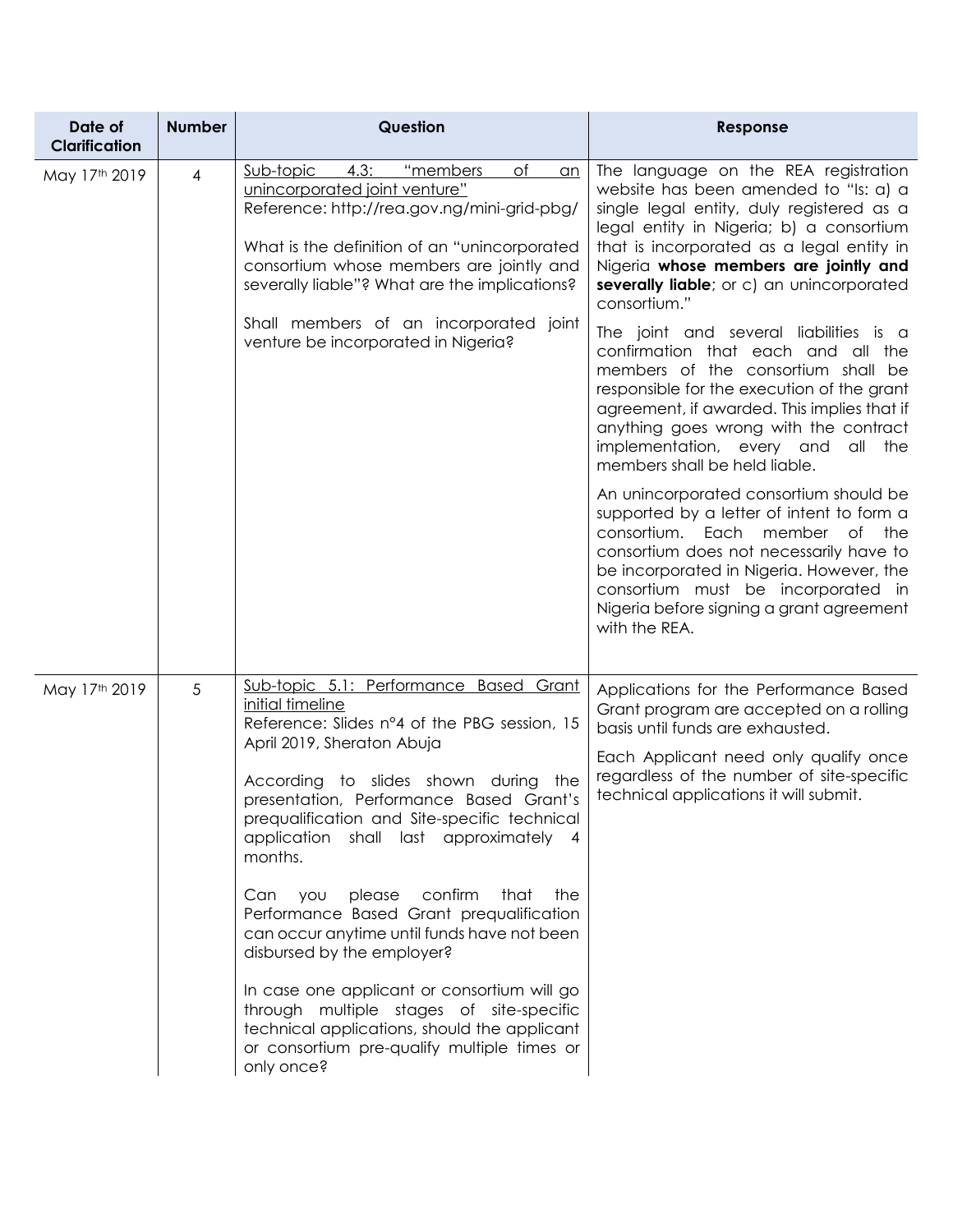| Date of Clarification | Number | Question | Response |
| --- | --- | --- | --- |
| May 17th 2019 | 4 | Sub-topic 4.3: "members of an unincorporated joint venture"<br>Reference: http://rea.gov.ng/mini-grid-pbg/<br><br>What is the definition of an "unincorporated consortium whose members are jointly and severally liable"? What are the implications?<br><br>Shall members of an incorporated joint venture be incorporated in Nigeria? | The language on the REA registration website has been amended to "Is: a) a single legal entity, duly registered as a legal entity in Nigeria; b) a consortium that is incorporated as a legal entity in Nigeria **whose members are jointly and severally liable**; or c) an unincorporated consortium."<br><br>The joint and several liabilities is a confirmation that each and all the members of the consortium shall be responsible for the execution of the grant agreement, if awarded. This implies that if anything goes wrong with the contract implementation, every and all the members shall be held liable.<br><br>An unincorporated consortium should be supported by a letter of intent to form a consortium. Each member of the consortium does not necessarily have to be incorporated in Nigeria. However, the consortium must be incorporated in Nigeria before signing a grant agreement with the REA. |
| May 17th 2019 | 5 | Sub-topic 5.1: Performance Based Grant initial timeline<br>Reference: Slides n°4 of the PBG session, 15 April 2019, Sheraton Abuja<br><br>According to slides shown during the presentation, Performance Based Grant's prequalification and Site-specific technical application shall last approximately 4 months.<br><br>Can you please confirm that the Performance Based Grant prequalification can occur anytime until funds have not been disbursed by the employer?<br><br>In case one applicant or consortium will go through multiple stages of site-specific technical applications, should the applicant or consortium pre-qualify multiple times or only once? | Applications for the Performance Based Grant program are accepted on a rolling basis until funds are exhausted.<br><br>Each Applicant need only qualify once regardless of the number of site-specific technical applications it will submit. |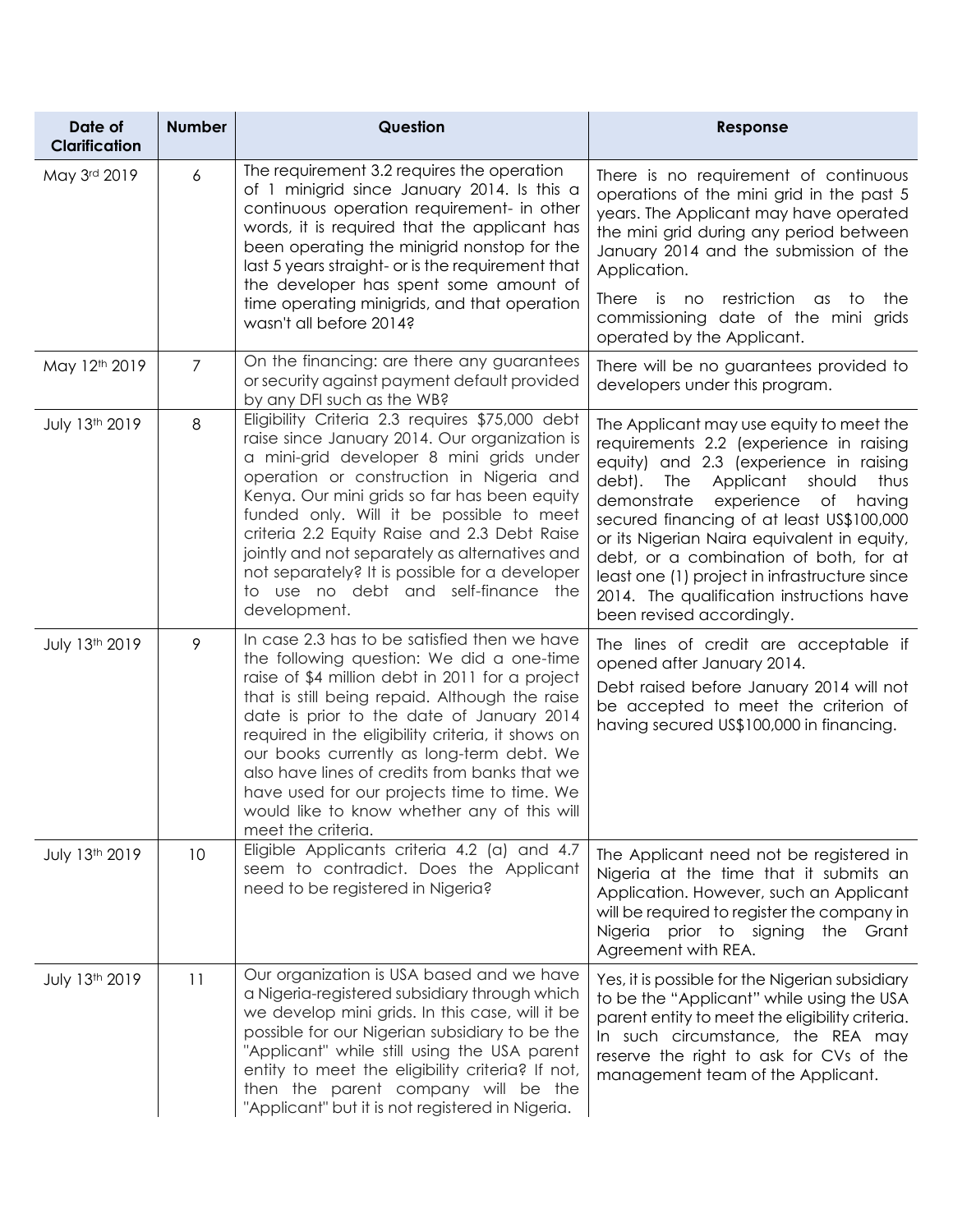| Date of Clarification | Number | Question | Response |
|---|---|---|---|
| May 3rd 2019 | 6 | The requirement 3.2 requires the operation of 1 minigrid since January 2014. Is this a continuous operation requirement- in other words, it is required that the applicant has been operating the minigrid nonstop for the last 5 years straight- or is the requirement that the developer has spent some amount of time operating minigrids, and that operation wasn't all before 2014? | There is no requirement of continuous operations of the mini grid in the past 5 years. The Applicant may have operated the mini grid during any period between January 2014 and the submission of the Application. There is no restriction as to the commissioning date of the mini grids operated by the Applicant. |
| May 12th 2019 | 7 | On the financing: are there any guarantees or security against payment default provided by any DFI such as the WB? | There will be no guarantees provided to developers under this program. |
| July 13th 2019 | 8 | Eligibility Criteria 2.3 requires $75,000 debt raise since January 2014. Our organization is a mini-grid developer 8 mini grids under operation or construction in Nigeria and Kenya. Our mini grids so far has been equity funded only. Will it be possible to meet criteria 2.2 Equity Raise and 2.3 Debt Raise jointly and not separately as alternatives and not separately? It is possible for a developer to use no debt and self-finance the development. | The Applicant may use equity to meet the requirements 2.2 (experience in raising equity) and 2.3 (experience in raising debt). The Applicant should thus demonstrate experience of having secured financing of at least US$100,000 or its Nigerian Naira equivalent in equity, debt, or a combination of both, for at least one (1) project in infrastructure since 2014. The qualification instructions have been revised accordingly. |
| July 13th 2019 | 9 | In case 2.3 has to be satisfied then we have the following question: We did a one-time raise of $4 million debt in 2011 for a project that is still being repaid. Although the raise date is prior to the date of January 2014 required in the eligibility criteria, it shows on our books currently as long-term debt. We also have lines of credits from banks that we have used for our projects time to time. We would like to know whether any of this will meet the criteria. | The lines of credit are acceptable if opened after January 2014. Debt raised before January 2014 will not be accepted to meet the criterion of having secured US$100,000 in financing. |
| July 13th 2019 | 10 | Eligible Applicants criteria 4.2 (a) and 4.7 seem to contradict. Does the Applicant need to be registered in Nigeria? | The Applicant need not be registered in Nigeria at the time that it submits an Application. However, such an Applicant will be required to register the company in Nigeria prior to signing the Grant Agreement with REA. |
| July 13th 2019 | 11 | Our organization is USA based and we have a Nigeria-registered subsidiary through which we develop mini grids. In this case, will it be possible for our Nigerian subsidiary to be the "Applicant" while still using the USA parent entity to meet the eligibility criteria? If not, then the parent company will be the "Applicant" but it is not registered in Nigeria. | Yes, it is possible for the Nigerian subsidiary to be the "Applicant" while using the USA parent entity to meet the eligibility criteria. In such circumstance, the REA may reserve the right to ask for CVs of the management team of the Applicant. |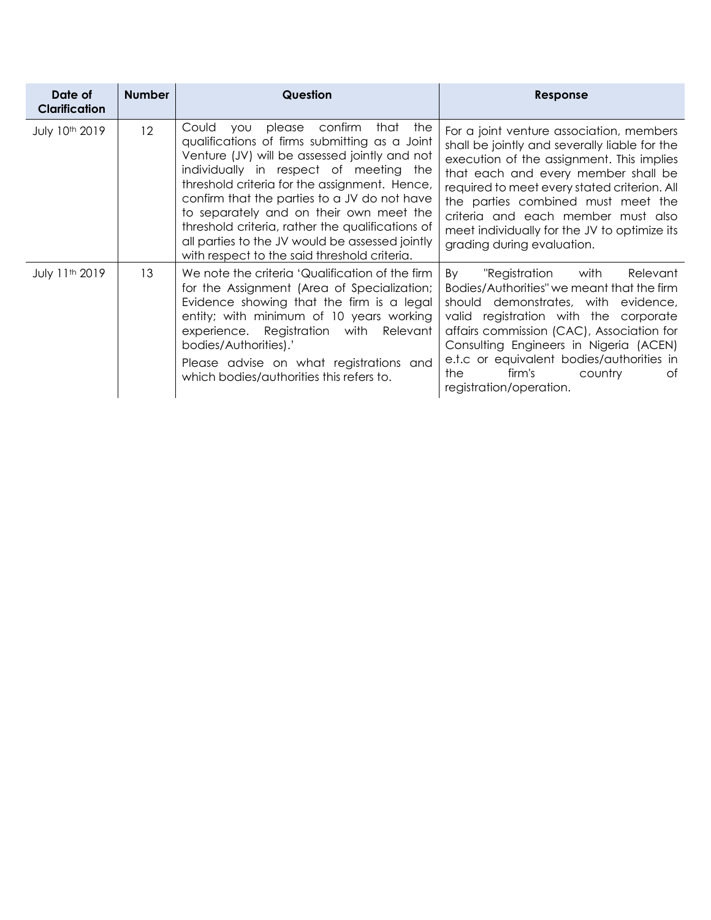| Date of Clarification | Number | Question | Response |
|---|---|---|---|
| July 10th 2019 | 12 | Could you please confirm that the qualifications of firms submitting as a Joint Venture (JV) will be assessed jointly and not individually in respect of meeting the threshold criteria for the assignment. Hence, confirm that the parties to a JV do not have to separately and on their own meet the threshold criteria, rather the qualifications of all parties to the JV would be assessed jointly with respect to the said threshold criteria. | For a joint venture association, members shall be jointly and severally liable for the execution of the assignment. This implies that each and every member shall be required to meet every stated criterion. All the parties combined must meet the criteria and each member must also meet individually for the JV to optimize its grading during evaluation. |
| July 11th 2019 | 13 | We note the criteria 'Qualification of the firm for the Assignment (Area of Specialization; Evidence showing that the firm is a legal entity; with minimum of 10 years working experience. Registration with Relevant bodies/Authorities).' Please advise on what registrations and which bodies/authorities this refers to. | By "Registration with Relevant Bodies/Authorities" we meant that the firm should demonstrates, with evidence, valid registration with the corporate affairs commission (CAC), Association for Consulting Engineers in Nigeria (ACEN) e.t.c or equivalent bodies/authorities in the firm's country of registration/operation. |